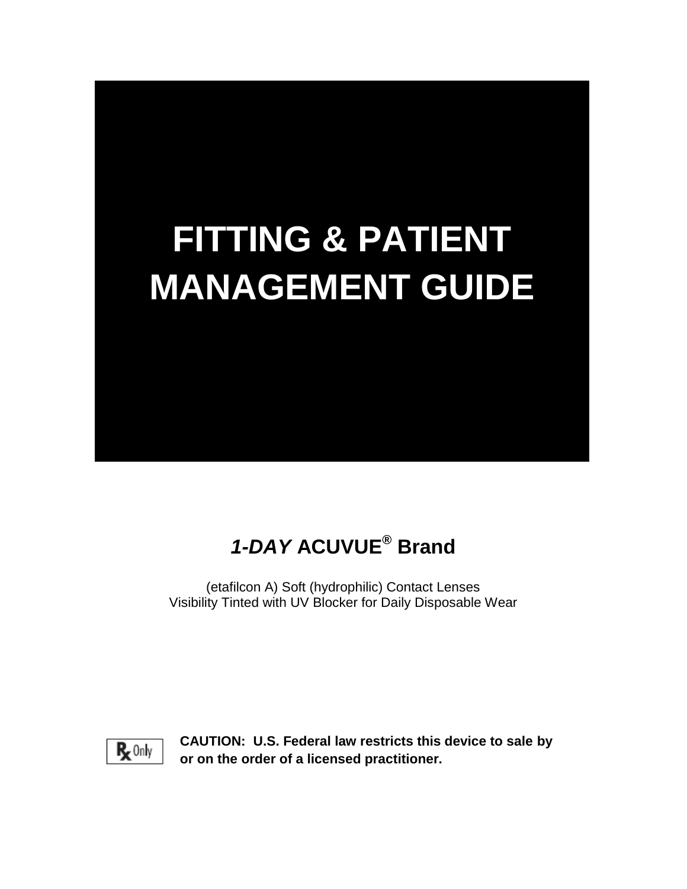# FITTING & PATIENT MANAGEMENT GUIDE

## *1-DAY* ACUVUE® Brand

(etafilcon A) Soft (hydrophilic) Contact Lenses
Visibility Tinted with UV Blocker for Daily Disposable Wear

Rx Only

**CAUTION: U.S. Federal law restricts this device to sale by or on the order of a licensed practitioner.**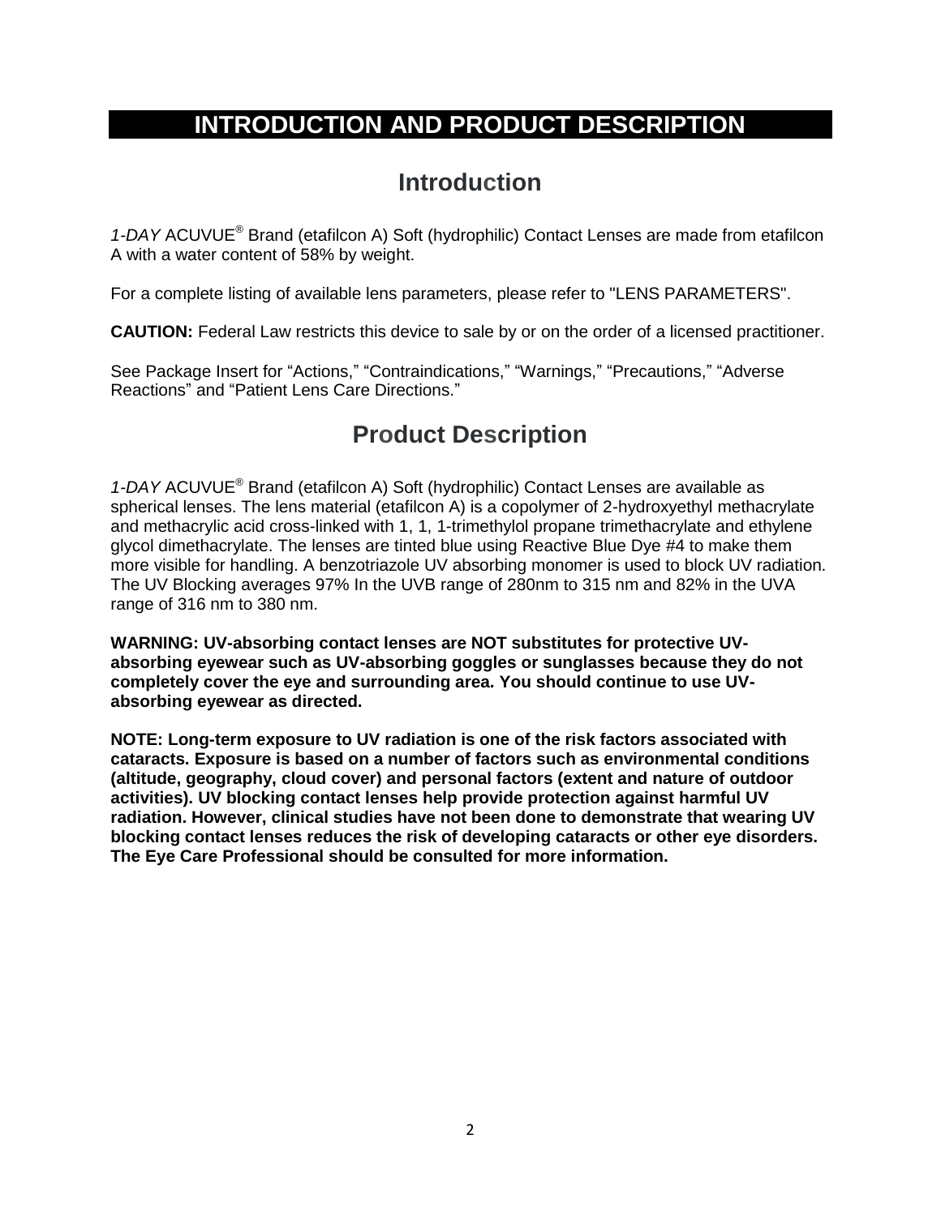# INTRODUCTION AND PRODUCT DESCRIPTION

## Introduction

*1-DAY* ACUVUE® Brand (etafilcon A) Soft (hydrophilic) Contact Lenses are made from etafilcon A with a water content of 58% by weight.

For a complete listing of available lens parameters, please refer to "LENS PARAMETERS".

**CAUTION:** Federal Law restricts this device to sale by or on the order of a licensed practitioner.

See Package Insert for "Actions," "Contraindications," "Warnings," "Precautions," "Adverse Reactions" and "Patient Lens Care Directions."

## Product Description

*1-DAY* ACUVUE® Brand (etafilcon A) Soft (hydrophilic) Contact Lenses are available as spherical lenses. The lens material (etafilcon A) is a copolymer of 2-hydroxyethyl methacrylate and methacrylic acid cross-linked with 1, 1, 1-trimethylol propane trimethacrylate and ethylene glycol dimethacrylate. The lenses are tinted blue using Reactive Blue Dye #4 to make them more visible for handling. A benzotriazole UV absorbing monomer is used to block UV radiation. The UV Blocking averages 97% In the UVB range of 280nm to 315 nm and 82% in the UVA range of 316 nm to 380 nm.

**WARNING: UV-absorbing contact lenses are NOT substitutes for protective UV-absorbing eyewear such as UV-absorbing goggles or sunglasses because they do not completely cover the eye and surrounding area. You should continue to use UV-absorbing eyewear as directed.**

**NOTE: Long-term exposure to UV radiation is one of the risk factors associated with cataracts. Exposure is based on a number of factors such as environmental conditions (altitude, geography, cloud cover) and personal factors (extent and nature of outdoor activities). UV blocking contact lenses help provide protection against harmful UV radiation. However, clinical studies have not been done to demonstrate that wearing UV blocking contact lenses reduces the risk of developing cataracts or other eye disorders. The Eye Care Professional should be consulted for more information.**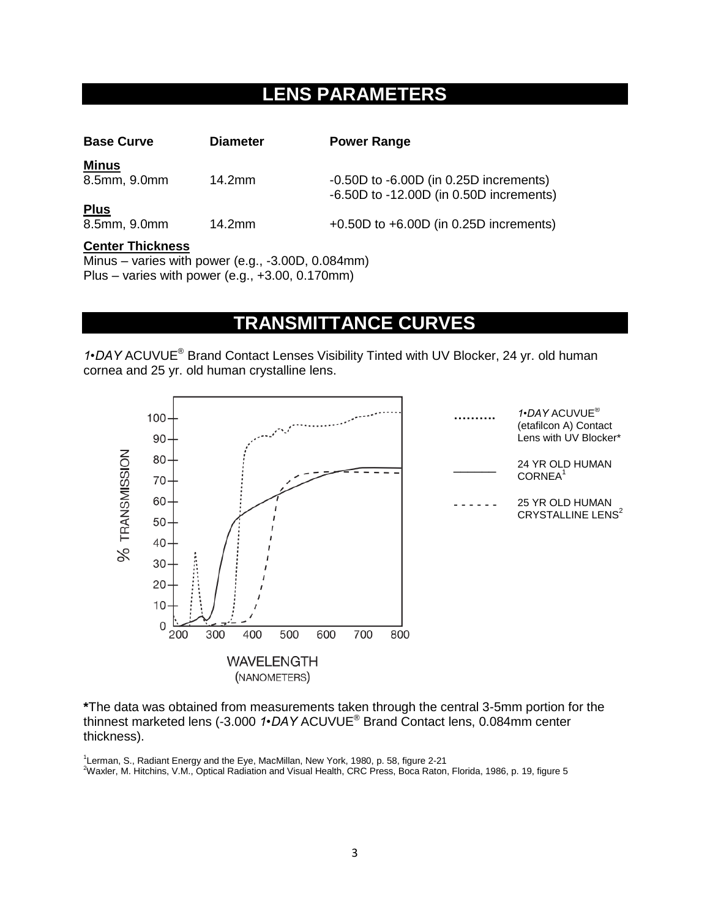# LENS PARAMETERS

| Base Curve | Diameter | Power Range |
|---|---|---|
| **Minus** | | |
| 8.5mm, 9.0mm | 14.2mm | -0.50D to -6.00D (in 0.25D increments)<br>-6.50D to -12.00D (in 0.50D increments) |
| **Plus** | | |
| 8.5mm, 9.0mm | 14.2mm | +0.50D to +6.00D (in 0.25D increments) |

**Center Thickness**

Minus – varies with power (e.g., -3.00D, 0.084mm)
Plus – varies with power (e.g., +3.00, 0.170mm)

# TRANSMITTANCE CURVES

*1•DAY* ACUVUE® Brand Contact Lenses Visibility Tinted with UV Blocker, 24 yr. old human cornea and 25 yr. old human crystalline lens.

% TRANSMISSION

WAVELENGTH (NANOMETERS)

*1•DAY* ACUVUE® (etafilcon A) Contact Lens with UV Blocker*

24 YR OLD HUMAN CORNEA[1]

25 YR OLD HUMAN CRYSTALLINE LENS[2]

**\***The data was obtained from measurements taken through the central 3-5mm portion for the thinnest marketed lens (-3.000 *1•DAY* ACUVUE® Brand Contact lens, 0.084mm center thickness).

[1]Lerman, S., Radiant Energy and the Eye, MacMillan, New York, 1980, p. 58, figure 2-21

[2]Waxler, M. Hitchins, V.M., Optical Radiation and Visual Health, CRC Press, Boca Raton, Florida, 1986, p. 19, figure 5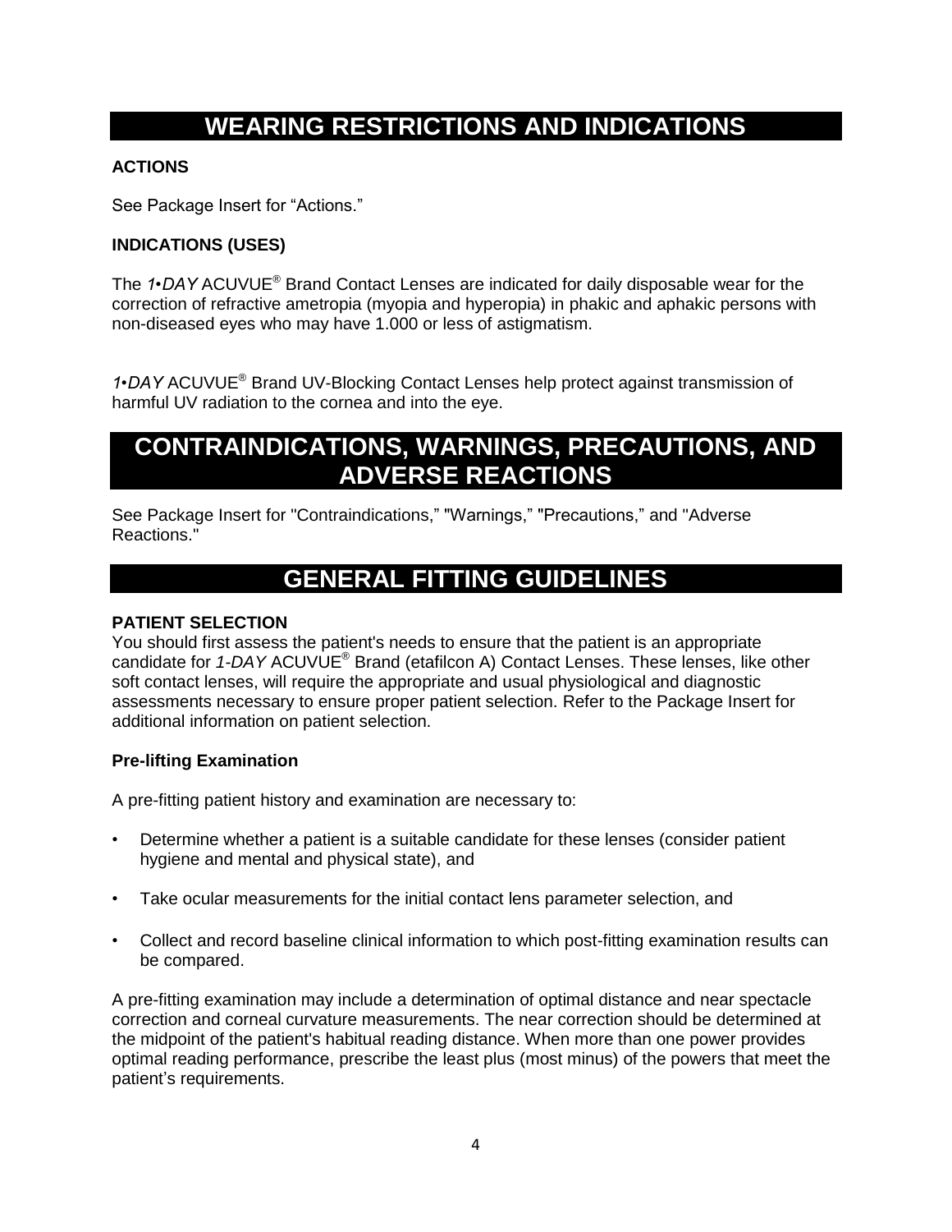# WEARING RESTRICTIONS AND INDICATIONS

**ACTIONS**

See Package Insert for "Actions."

**INDICATIONS (USES)**

The *1•DAY* ACUVUE® Brand Contact Lenses are indicated for daily disposable wear for the correction of refractive ametropia (myopia and hyperopia) in phakic and aphakic persons with non-diseased eyes who may have 1.000 or less of astigmatism.

*1•DAY* ACUVUE® Brand UV-Blocking Contact Lenses help protect against transmission of harmful UV radiation to the cornea and into the eye.

# CONTRAINDICATIONS, WARNINGS, PRECAUTIONS, AND ADVERSE REACTIONS

See Package Insert for "Contraindications," "Warnings," "Precautions," and "Adverse Reactions."

# GENERAL FITTING GUIDELINES

**PATIENT SELECTION**

You should first assess the patient's needs to ensure that the patient is an appropriate candidate for *1-DAY* ACUVUE® Brand (etafilcon A) Contact Lenses. These lenses, like other soft contact lenses, will require the appropriate and usual physiological and diagnostic assessments necessary to ensure proper patient selection. Refer to the Package Insert for additional information on patient selection.

**Pre-lifting Examination**

A pre-fitting patient history and examination are necessary to:

- Determine whether a patient is a suitable candidate for these lenses (consider patient hygiene and mental and physical state), and
- Take ocular measurements for the initial contact lens parameter selection, and
- Collect and record baseline clinical information to which post-fitting examination results can be compared.

A pre-fitting examination may include a determination of optimal distance and near spectacle correction and corneal curvature measurements. The near correction should be determined at the midpoint of the patient's habitual reading distance. When more than one power provides optimal reading performance, prescribe the least plus (most minus) of the powers that meet the patient's requirements.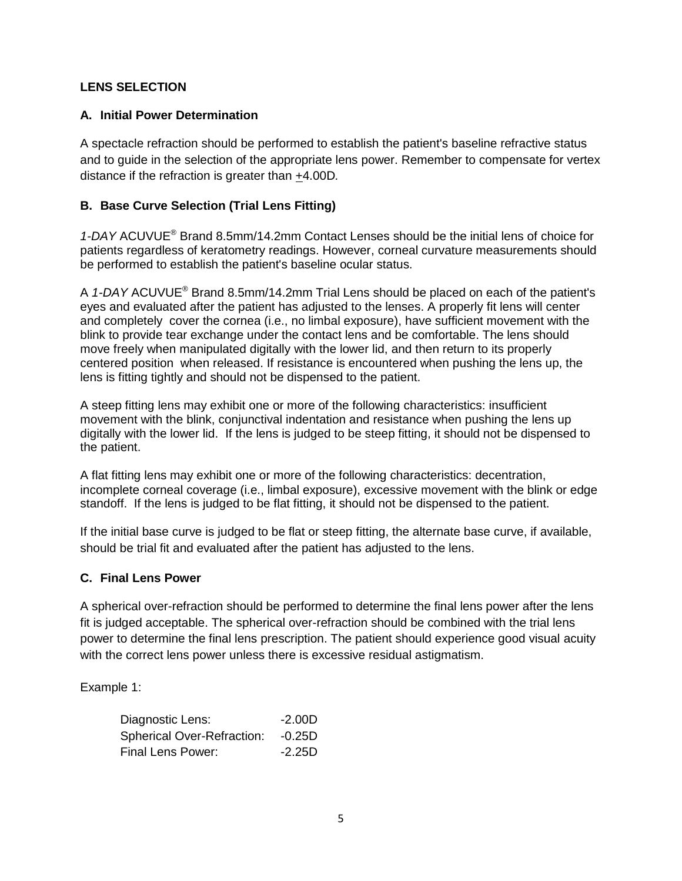**LENS SELECTION**

**A. Initial Power Determination**

A spectacle refraction should be performed to establish the patient's baseline refractive status and to guide in the selection of the appropriate lens power. Remember to compensate for vertex distance if the refraction is greater than ±4.00D.

**B. Base Curve Selection (Trial Lens Fitting)**

*1-DAY* ACUVUE® Brand 8.5mm/14.2mm Contact Lenses should be the initial lens of choice for patients regardless of keratometry readings. However, corneal curvature measurements should be performed to establish the patient's baseline ocular status.

A *1-DAY* ACUVUE® Brand 8.5mm/14.2mm Trial Lens should be placed on each of the patient's eyes and evaluated after the patient has adjusted to the lenses. A properly fit lens will center and completely cover the cornea (i.e., no limbal exposure), have sufficient movement with the blink to provide tear exchange under the contact lens and be comfortable. The lens should move freely when manipulated digitally with the lower lid, and then return to its properly centered position when released. If resistance is encountered when pushing the lens up, the lens is fitting tightly and should not be dispensed to the patient.

A steep fitting lens may exhibit one or more of the following characteristics: insufficient movement with the blink, conjunctival indentation and resistance when pushing the lens up digitally with the lower lid. If the lens is judged to be steep fitting, it should not be dispensed to the patient.

A flat fitting lens may exhibit one or more of the following characteristics: decentration, incomplete corneal coverage (i.e., limbal exposure), excessive movement with the blink or edge standoff. If the lens is judged to be flat fitting, it should not be dispensed to the patient.

If the initial base curve is judged to be flat or steep fitting, the alternate base curve, if available, should be trial fit and evaluated after the patient has adjusted to the lens.

**C. Final Lens Power**

A spherical over-refraction should be performed to determine the final lens power after the lens fit is judged acceptable. The spherical over-refraction should be combined with the trial lens power to determine the final lens prescription. The patient should experience good visual acuity with the correct lens power unless there is excessive residual astigmatism.

Example 1:

| | |
|---|---|
| Diagnostic Lens: | -2.00D |
| Spherical Over-Refraction: | -0.25D |
| Final Lens Power: | -2.25D |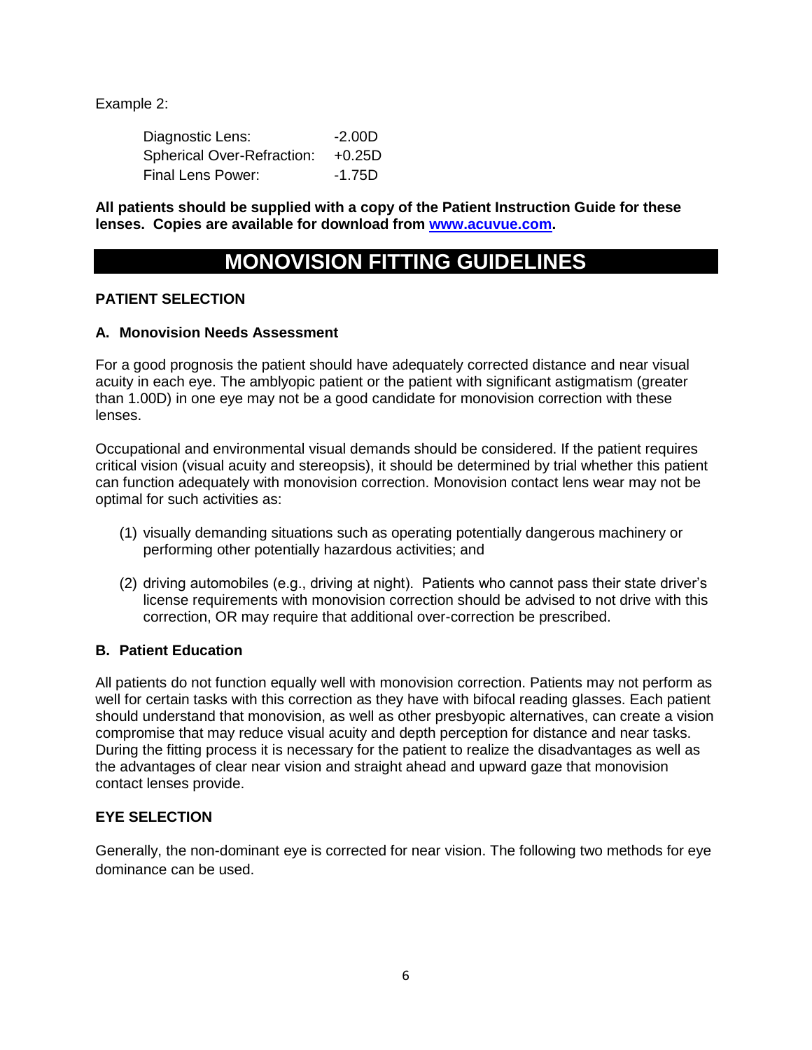Example 2:

| | |
|---|---|
| Diagnostic Lens: | -2.00D |
| Spherical Over-Refraction: | +0.25D |
| Final Lens Power: | -1.75D |

**All patients should be supplied with a copy of the Patient Instruction Guide for these lenses. Copies are available for download from [www.acuvue.com](http://www.acuvue.com).**

# MONOVISION FITTING GUIDELINES

## PATIENT SELECTION

### A. Monovision Needs Assessment

For a good prognosis the patient should have adequately corrected distance and near visual acuity in each eye. The amblyopic patient or the patient with significant astigmatism (greater than 1.00D) in one eye may not be a good candidate for monovision correction with these lenses.

Occupational and environmental visual demands should be considered. If the patient requires critical vision (visual acuity and stereopsis), it should be determined by trial whether this patient can function adequately with monovision correction. Monovision contact lens wear may not be optimal for such activities as:

(1) visually demanding situations such as operating potentially dangerous machinery or performing other potentially hazardous activities; and

(2) driving automobiles (e.g., driving at night). Patients who cannot pass their state driver's license requirements with monovision correction should be advised to not drive with this correction, OR may require that additional over-correction be prescribed.

### B. Patient Education

All patients do not function equally well with monovision correction. Patients may not perform as well for certain tasks with this correction as they have with bifocal reading glasses. Each patient should understand that monovision, as well as other presbyopic alternatives, can create a vision compromise that may reduce visual acuity and depth perception for distance and near tasks. During the fitting process it is necessary for the patient to realize the disadvantages as well as the advantages of clear near vision and straight ahead and upward gaze that monovision contact lenses provide.

## EYE SELECTION

Generally, the non-dominant eye is corrected for near vision. The following two methods for eye dominance can be used.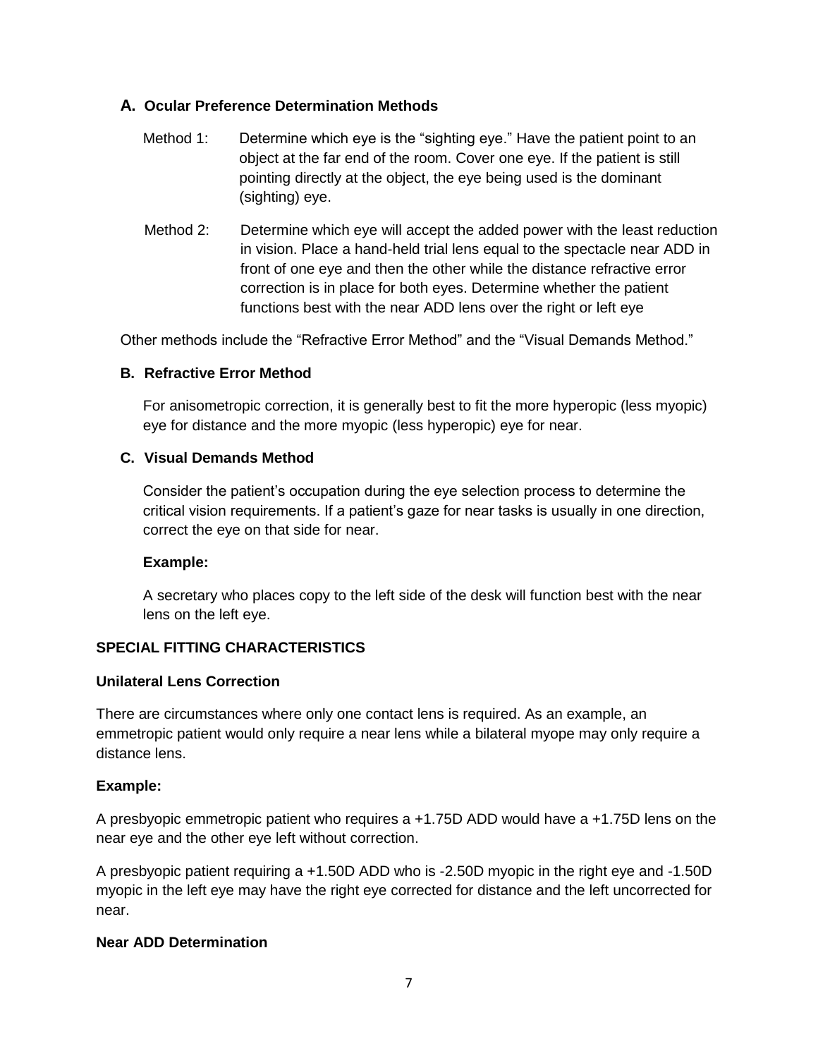### A. Ocular Preference Determination Methods

Method 1: Determine which eye is the "sighting eye." Have the patient point to an object at the far end of the room. Cover one eye. If the patient is still pointing directly at the object, the eye being used is the dominant (sighting) eye.

Method 2: Determine which eye will accept the added power with the least reduction in vision. Place a hand-held trial lens equal to the spectacle near ADD in front of one eye and then the other while the distance refractive error correction is in place for both eyes. Determine whether the patient functions best with the near ADD lens over the right or left eye

Other methods include the "Refractive Error Method" and the "Visual Demands Method."

### B. Refractive Error Method

For anisometropic correction, it is generally best to fit the more hyperopic (less myopic) eye for distance and the more myopic (less hyperopic) eye for near.

### C. Visual Demands Method

Consider the patient's occupation during the eye selection process to determine the critical vision requirements. If a patient's gaze for near tasks is usually in one direction, correct the eye on that side for near.

**Example:**

A secretary who places copy to the left side of the desk will function best with the near lens on the left eye.

## SPECIAL FITTING CHARACTERISTICS

### Unilateral Lens Correction

There are circumstances where only one contact lens is required. As an example, an emmetropic patient would only require a near lens while a bilateral myope may only require a distance lens.

**Example:**

A presbyopic emmetropic patient who requires a +1.75D ADD would have a +1.75D lens on the near eye and the other eye left without correction.

A presbyopic patient requiring a +1.50D ADD who is -2.50D myopic in the right eye and -1.50D myopic in the left eye may have the right eye corrected for distance and the left uncorrected for near.

### Near ADD Determination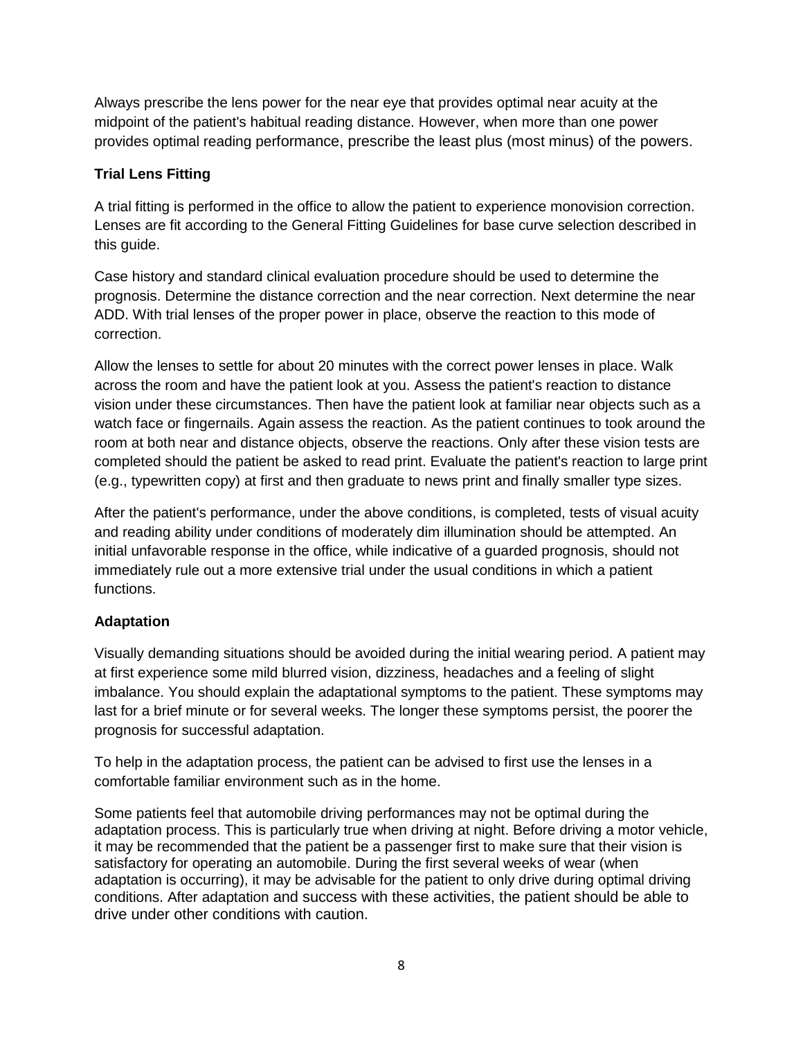Always prescribe the lens power for the near eye that provides optimal near acuity at the midpoint of the patient's habitual reading distance. However, when more than one power provides optimal reading performance, prescribe the least plus (most minus) of the powers.

**Trial Lens Fitting**

A trial fitting is performed in the office to allow the patient to experience monovision correction. Lenses are fit according to the General Fitting Guidelines for base curve selection described in this guide.

Case history and standard clinical evaluation procedure should be used to determine the prognosis. Determine the distance correction and the near correction. Next determine the near ADD. With trial lenses of the proper power in place, observe the reaction to this mode of correction.

Allow the lenses to settle for about 20 minutes with the correct power lenses in place. Walk across the room and have the patient look at you. Assess the patient's reaction to distance vision under these circumstances. Then have the patient look at familiar near objects such as a watch face or fingernails. Again assess the reaction. As the patient continues to took around the room at both near and distance objects, observe the reactions. Only after these vision tests are completed should the patient be asked to read print. Evaluate the patient's reaction to large print (e.g., typewritten copy) at first and then graduate to news print and finally smaller type sizes.

After the patient's performance, under the above conditions, is completed, tests of visual acuity and reading ability under conditions of moderately dim illumination should be attempted. An initial unfavorable response in the office, while indicative of a guarded prognosis, should not immediately rule out a more extensive trial under the usual conditions in which a patient functions.

**Adaptation**

Visually demanding situations should be avoided during the initial wearing period. A patient may at first experience some mild blurred vision, dizziness, headaches and a feeling of slight imbalance. You should explain the adaptational symptoms to the patient. These symptoms may last for a brief minute or for several weeks. The longer these symptoms persist, the poorer the prognosis for successful adaptation.

To help in the adaptation process, the patient can be advised to first use the lenses in a comfortable familiar environment such as in the home.

Some patients feel that automobile driving performances may not be optimal during the adaptation process. This is particularly true when driving at night. Before driving a motor vehicle, it may be recommended that the patient be a passenger first to make sure that their vision is satisfactory for operating an automobile. During the first several weeks of wear (when adaptation is occurring), it may be advisable for the patient to only drive during optimal driving conditions. After adaptation and success with these activities, the patient should be able to drive under other conditions with caution.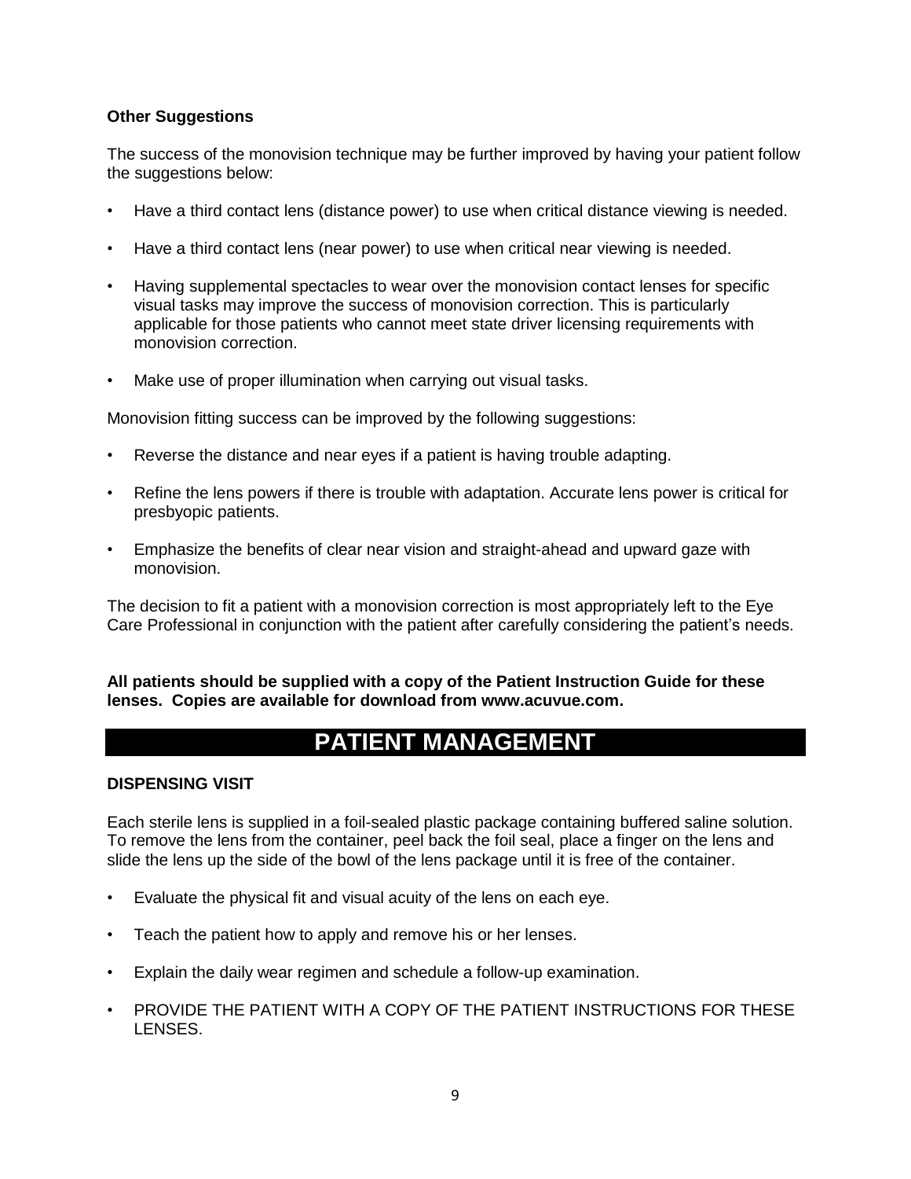**Other Suggestions**

The success of the monovision technique may be further improved by having your patient follow the suggestions below:

- Have a third contact lens (distance power) to use when critical distance viewing is needed.
- Have a third contact lens (near power) to use when critical near viewing is needed.
- Having supplemental spectacles to wear over the monovision contact lenses for specific visual tasks may improve the success of monovision correction. This is particularly applicable for those patients who cannot meet state driver licensing requirements with monovision correction.
- Make use of proper illumination when carrying out visual tasks.

Monovision fitting success can be improved by the following suggestions:

- Reverse the distance and near eyes if a patient is having trouble adapting.
- Refine the lens powers if there is trouble with adaptation. Accurate lens power is critical for presbyopic patients.
- Emphasize the benefits of clear near vision and straight-ahead and upward gaze with monovision.

The decision to fit a patient with a monovision correction is most appropriately left to the Eye Care Professional in conjunction with the patient after carefully considering the patient's needs.

**All patients should be supplied with a copy of the Patient Instruction Guide for these lenses. Copies are available for download from www.acuvue.com.**

# PATIENT MANAGEMENT

**DISPENSING VISIT**

Each sterile lens is supplied in a foil-sealed plastic package containing buffered saline solution. To remove the lens from the container, peel back the foil seal, place a finger on the lens and slide the lens up the side of the bowl of the lens package until it is free of the container.

- Evaluate the physical fit and visual acuity of the lens on each eye.
- Teach the patient how to apply and remove his or her lenses.
- Explain the daily wear regimen and schedule a follow-up examination.
- PROVIDE THE PATIENT WITH A COPY OF THE PATIENT INSTRUCTIONS FOR THESE LENSES.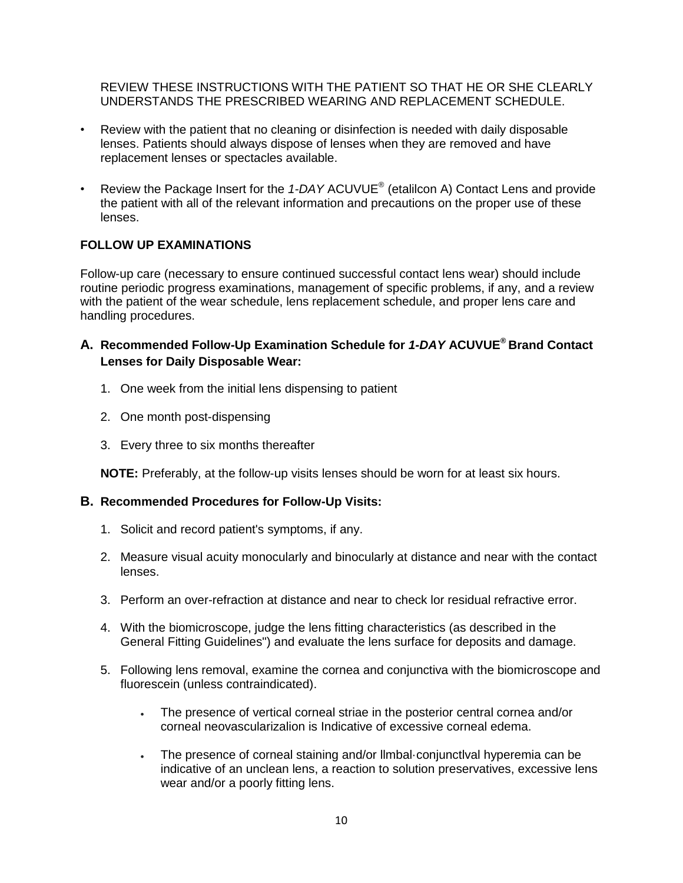REVIEW THESE INSTRUCTIONS WITH THE PATIENT SO THAT HE OR SHE CLEARLY UNDERSTANDS THE PRESCRIBED WEARING AND REPLACEMENT SCHEDULE.

- Review with the patient that no cleaning or disinfection is needed with daily disposable lenses. Patients should always dispose of lenses when they are removed and have replacement lenses or spectacles available.
- Review the Package Insert for the *1-DAY* ACUVUE® (etalilcon A) Contact Lens and provide the patient with all of the relevant information and precautions on the proper use of these lenses.

## FOLLOW UP EXAMINATIONS

Follow-up care (necessary to ensure continued successful contact lens wear) should include routine periodic progress examinations, management of specific problems, if any, and a review with the patient of the wear schedule, lens replacement schedule, and proper lens care and handling procedures.

### A. Recommended Follow-Up Examination Schedule for *1-DAY* ACUVUE® Brand Contact Lenses for Daily Disposable Wear:

1. One week from the initial lens dispensing to patient
2. One month post-dispensing
3. Every three to six months thereafter

**NOTE:** Preferably, at the follow-up visits lenses should be worn for at least six hours.

### B. Recommended Procedures for Follow-Up Visits:

1. Solicit and record patient's symptoms, if any.
2. Measure visual acuity monocularly and binocularly at distance and near with the contact lenses.
3. Perform an over-refraction at distance and near to check lor residual refractive error.
4. With the biomicroscope, judge the lens fitting characteristics (as described in the General Fitting Guidelines") and evaluate the lens surface for deposits and damage.
5. Following lens removal, examine the cornea and conjunctiva with the biomicroscope and fluorescein (unless contraindicated).
   - The presence of vertical corneal striae in the posterior central cornea and/or corneal neovascularizalion is Indicative of excessive corneal edema.
   - The presence of corneal staining and/or llmbal·conjunctlval hyperemia can be indicative of an unclean lens, a reaction to solution preservatives, excessive lens wear and/or a poorly fitting lens.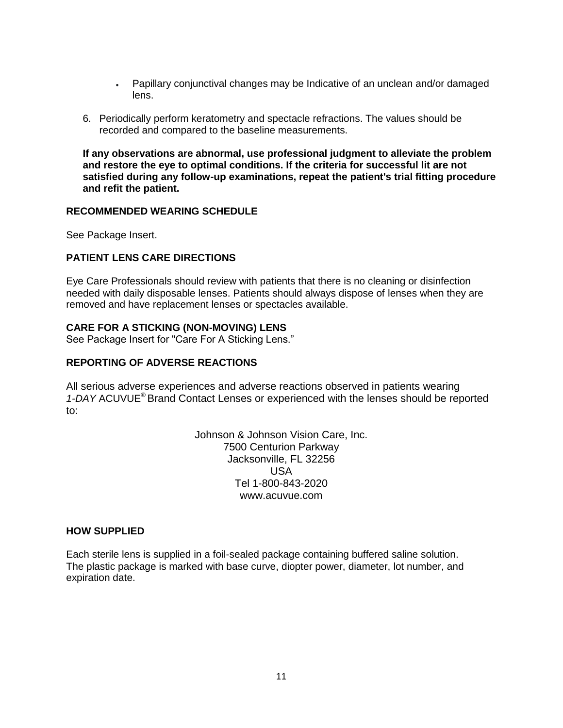- Papillary conjunctival changes may be Indicative of an unclean and/or damaged lens.

6. Periodically perform keratometry and spectacle refractions. The values should be recorded and compared to the baseline measurements.

**If any observations are abnormal, use professional judgment to alleviate the problem and restore the eye to optimal conditions. If the criteria for successful lit are not satisfied during any follow-up examinations, repeat the patient's trial fitting procedure and refit the patient.**

## RECOMMENDED WEARING SCHEDULE

See Package Insert.

## PATIENT LENS CARE DIRECTIONS

Eye Care Professionals should review with patients that there is no cleaning or disinfection needed with daily disposable lenses. Patients should always dispose of lenses when they are removed and have replacement lenses or spectacles available.

## CARE FOR A STICKING (NON-MOVING) LENS

See Package Insert for "Care For A Sticking Lens."

## REPORTING OF ADVERSE REACTIONS

All serious adverse experiences and adverse reactions observed in patients wearing *1-DAY* ACUVUE® Brand Contact Lenses or experienced with the lenses should be reported to:

Johnson & Johnson Vision Care, Inc.
7500 Centurion Parkway
Jacksonville, FL 32256
USA
Tel 1-800-843-2020
www.acuvue.com

## HOW SUPPLIED

Each sterile lens is supplied in a foil-sealed package containing buffered saline solution. The plastic package is marked with base curve, diopter power, diameter, lot number, and expiration date.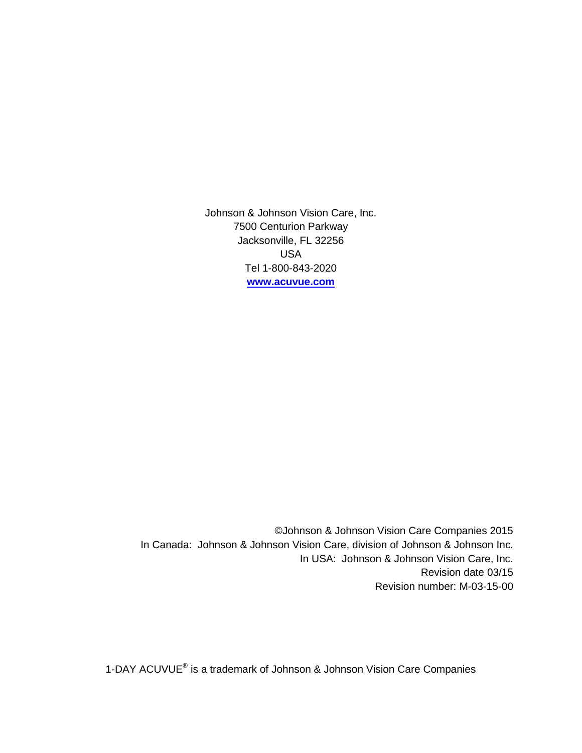Johnson & Johnson Vision Care, Inc.
7500 Centurion Parkway
Jacksonville, FL 32256
USA
Tel 1-800-843-2020
**www.acuvue.com**

©Johnson & Johnson Vision Care Companies 2015
In Canada: Johnson & Johnson Vision Care, division of Johnson & Johnson Inc.
In USA: Johnson & Johnson Vision Care, Inc.
Revision date 03/15
Revision number: M-03-15-00

1-DAY ACUVUE® is a trademark of Johnson & Johnson Vision Care Companies